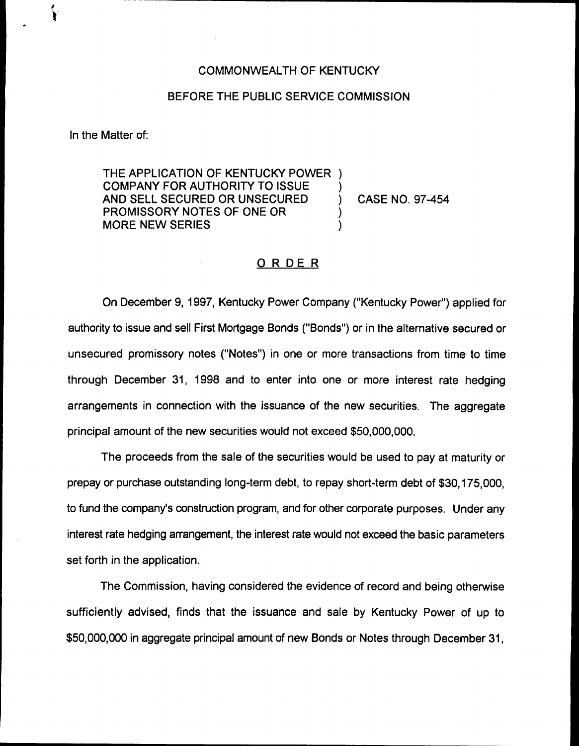COMMONWEALTH OF KENTUCKY

BEFORE THE PUBLIC SERVICE COMMISSION

In the Matter of:

THE APPLICATION OF KENTUCKY POWER COMPANY FOR AUTHORITY TO ISSUE AND SELL SECURED OR UNSECURED PROMISSORY NOTES OF ONE OR MORE NEW SERIES ) CASE NO. 97-454

## ORDER

On December 9, 1997, Kentucky Power Company ("Kentucky Power") applied for authority to issue and sell First Mortgage Bonds ("Bonds") or in the alternative secured or unsecured promissory notes ("Notes") in one or more transactions from time to time through December 31, 1998 and to enter into one or more interest rate hedging arrangements in connection with the issuance of the new securities. The aggregate principal amount of the new securities would not exceed $50,000,000.

The proceeds from the sale of the securities would be used to pay at maturity or prepay or purchase outstanding long-term debt, to repay short-term debt of $30,175,000, to fund the company's construction program, and for other corporate purposes. Under any interest rate hedging arrangement, the interest rate would not exceed the basic parameters set forth in the application.

The Commission, having considered the evidence of record and being otherwise sufficiently advised, finds that the issuance and sale by Kentucky Power of up to $50,000,000 in aggregate principal amount of new Bonds or Notes through December 31,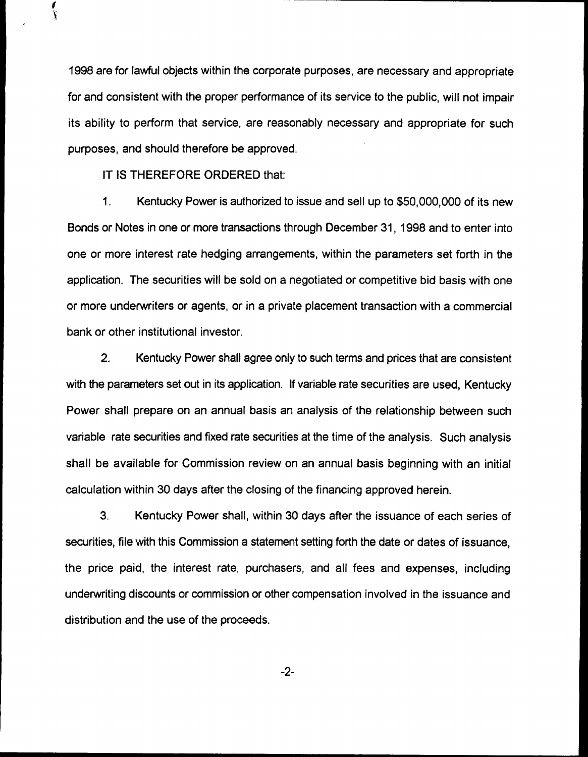1998 are for lawful objects within the corporate purposes, are necessary and appropriate for and consistent with the proper performance of its service to the public, will not impair its ability to perform that service, are reasonably necessary and appropriate for such purposes, and should therefore be approved.

IT IS THEREFORE ORDERED that:

1. Kentucky Power is authorized to issue and sell up to $50,000,000 of its new Bonds or Notes in one or more transactions through December 31, 1998 and to enter into one or more interest rate hedging arrangements, within the parameters set forth in the application. The securities will be sold on a negotiated or competitive bid basis with one or more underwriters or agents, or in a private placement transaction with a commercial bank or other institutional investor.

2. Kentucky Power shall agree only to such terms and prices that are consistent with the parameters set out in its application. If variable rate securities are used, Kentucky Power shall prepare on an annual basis an analysis of the relationship between such variable rate securities and fixed rate securities at the time of the analysis. Such analysis shall be available for Commission review on an annual basis beginning with an initial calculation within 30 days after the closing of the financing approved herein.

3. Kentucky Power shall, within 30 days after the issuance of each series of securities, file with this Commission a statement setting forth the date or dates of issuance, the price paid, the interest rate, purchasers, and all fees and expenses, including underwriting discounts or commission or other compensation involved in the issuance and distribution and the use of the proceeds.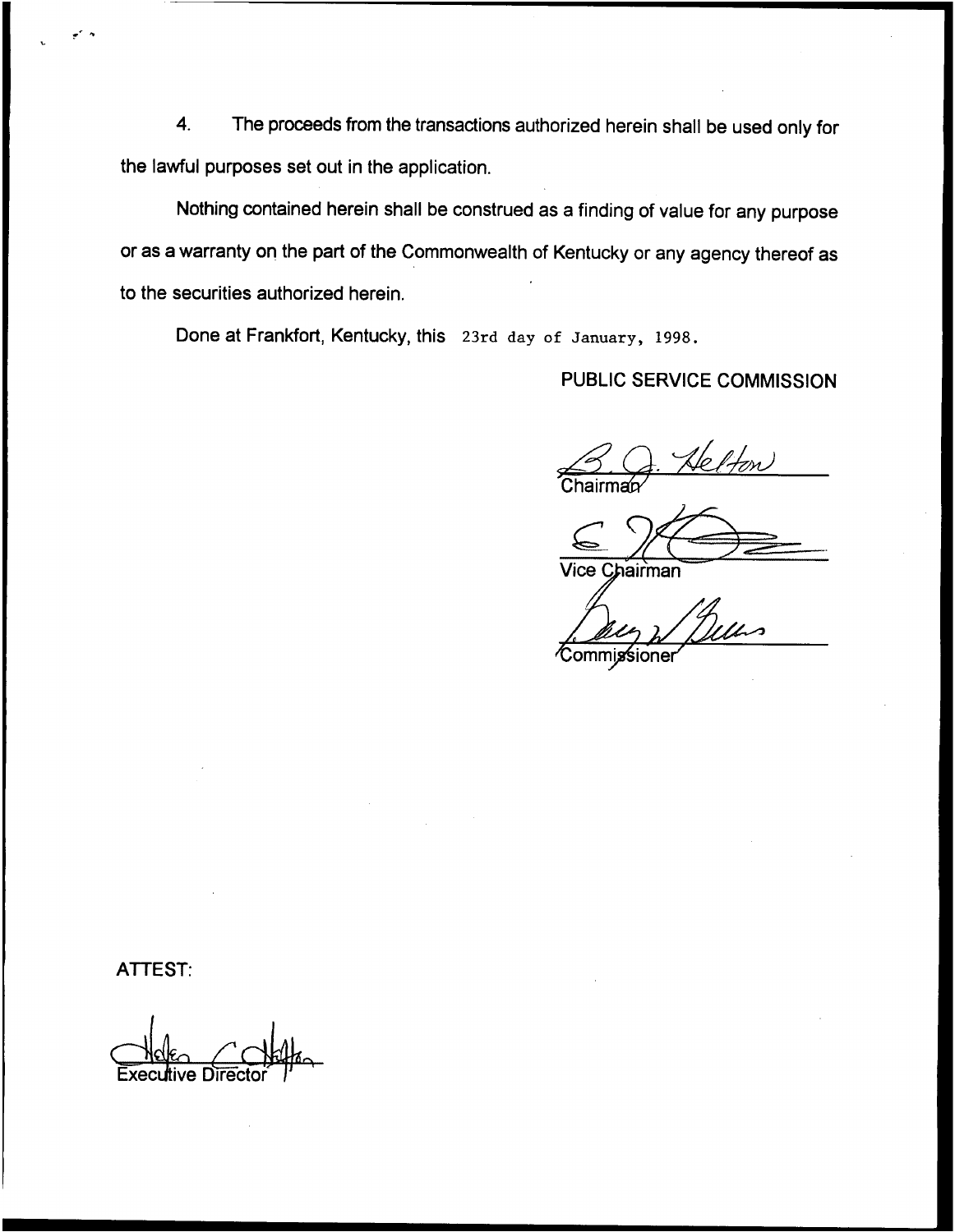4. The proceeds from the transactions authorized herein shall be used only for the lawful purposes set out in the application.

Nothing contained herein shall be construed as a finding of value for any purpose or as a warranty on the part of the Commonwealth of Kentucky or any agency thereof as to the securities authorized herein.

Done at Frankfort, Kentucky, this 23rd day of January, 1998.

PUBLIC SERVICE COMMISSION

Chairman

Vice Chairman

Commissioner

ATTEST:

Executive Director